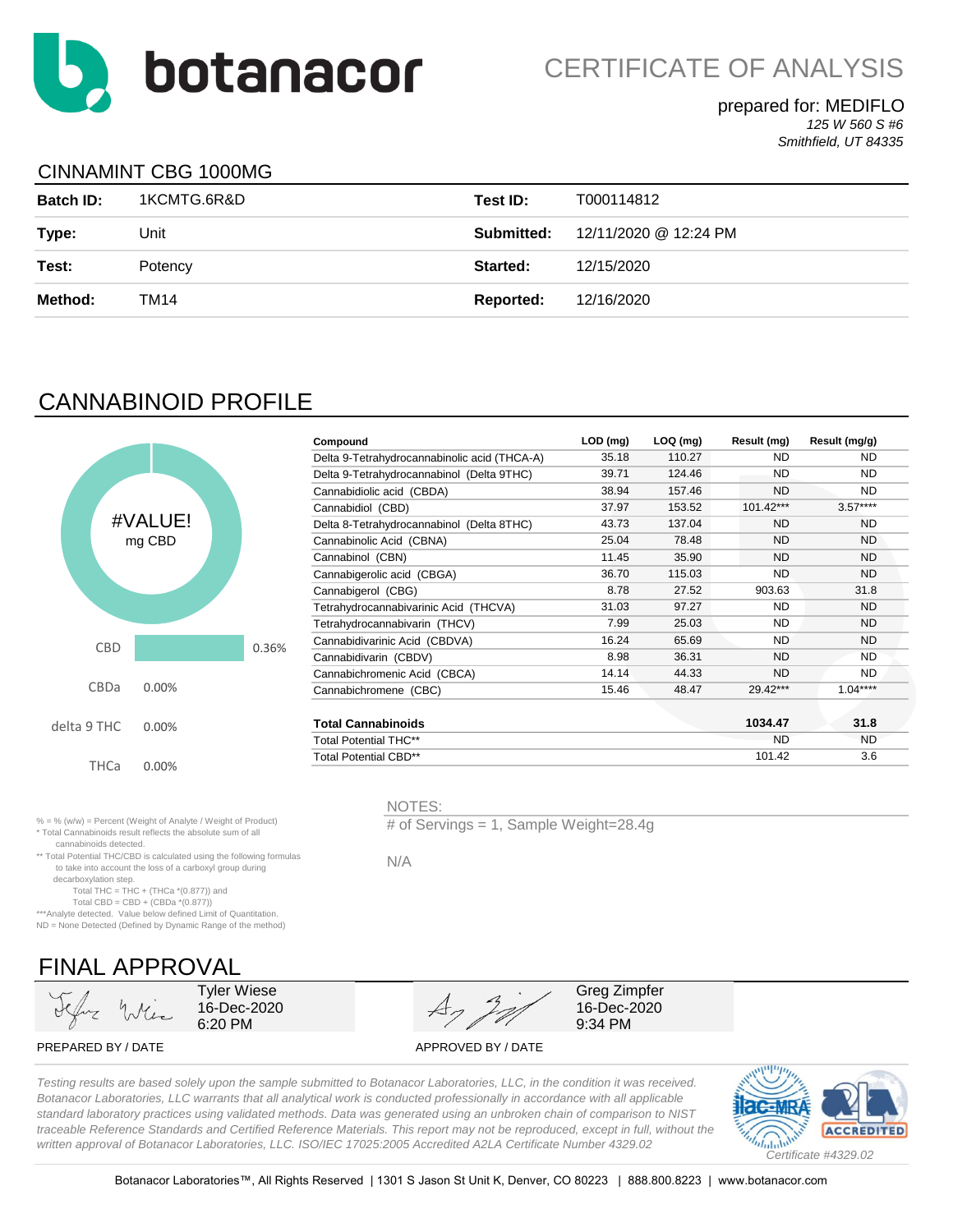# botanacor

## CERTIFICATE OF ANALYSIS

prepared for: MEDIFLO
*125 W 560 S #6*
*Smithfield, UT 84335*

### CINNAMINT CBG 1000MG

| | | | |
|---|---|---|---|
| **Batch ID:** | 1KCMTG.6R&D | **Test ID:** | T000114812 |
| **Type:** | Unit | **Submitted:** | 12/11/2020 @ 12:24 PM |
| **Test:** | Potency | **Started:** | 12/15/2020 |
| **Method:** | TM14 | **Reported:** | 12/16/2020 |

## CANNABINOID PROFILE

#VALUE!
mg CBD

| | |
|---|---|
| CBD | 0.36% |
| CBDa | 0.00% |
| delta 9 THC | 0.00% |
| THCa | 0.00% |

| Compound | LOD (mg) | LOQ (mg) | Result (mg) | Result (mg/g) |
|---|---|---|---|---|
| Delta 9-Tetrahydrocannabinolic acid (THCA-A) | 35.18 | 110.27 | ND | ND |
| Delta 9-Tetrahydrocannabinol (Delta 9THC) | 39.71 | 124.46 | ND | ND |
| Cannabidiolic acid (CBDA) | 38.94 | 157.46 | ND | ND |
| Cannabidiol (CBD) | 37.97 | 153.52 | 101.42*** | 3.57**** |
| Delta 8-Tetrahydrocannabinol (Delta 8THC) | 43.73 | 137.04 | ND | ND |
| Cannabinolic Acid (CBNA) | 25.04 | 78.48 | ND | ND |
| Cannabinol (CBN) | 11.45 | 35.90 | ND | ND |
| Cannabigerolic acid (CBGA) | 36.70 | 115.03 | ND | ND |
| Cannabigerol (CBG) | 8.78 | 27.52 | 903.63 | 31.8 |
| Tetrahydrocannabivarinic Acid (THCVA) | 31.03 | 97.27 | ND | ND |
| Tetrahydrocannabivarin (THCV) | 7.99 | 25.03 | ND | ND |
| Cannabidivarinic Acid (CBDVA) | 16.24 | 65.69 | ND | ND |
| Cannabidivarin (CBDV) | 8.98 | 36.31 | ND | ND |
| Cannabichromenic Acid (CBCA) | 14.14 | 44.33 | ND | ND |
| Cannabichromene (CBC) | 15.46 | 48.47 | 29.42*** | 1.04**** |
| **Total Cannabinoids** | | | **1034.47** | **31.8** |
| Total Potential THC** | | | ND | ND |
| Total Potential CBD** | | | 101.42 | 3.6 |

% = % (w/w) = Percent (Weight of Analyte / Weight of Product)
* Total Cannabinoids result reflects the absolute sum of all cannabinoids detected.
** Total Potential THC/CBD is calculated using the following formulas to take into account the loss of a carboxyl group during decarboxylation step.
Total THC = THC + (THCa *(0.877)) and
Total CBD = CBD + (CBDa *(0.877))
***Analyte detected. Value below defined Limit of Quantitation.
ND = None Detected (Defined by Dynamic Range of the method)

NOTES:
# of Servings = 1, Sample Weight=28.4g

N/A

## FINAL APPROVAL

| PREPARED BY / DATE | APPROVED BY / DATE |
|---|---|
| Tyler Wiese, 16-Dec-2020, 6:20 PM | Greg Zimpfer, 16-Dec-2020, 9:34 PM |

*Testing results are based solely upon the sample submitted to Botanacor Laboratories, LLC, in the condition it was received. Botanacor Laboratories, LLC warrants that all analytical work is conducted professionally in accordance with all applicable standard laboratory practices using validated methods. Data was generated using an unbroken chain of comparison to NIST traceable Reference Standards and Certified Reference Materials. This report may not be reproduced, except in full, without the written approval of Botanacor Laboratories, LLC. ISO/IEC 17025:2005 Accredited A2LA Certificate Number 4329.02*

*Certificate #4329.02*

Botanacor Laboratories™, All Rights Reserved | 1301 S Jason St Unit K, Denver, CO 80223 | 888.800.8223 | www.botanacor.com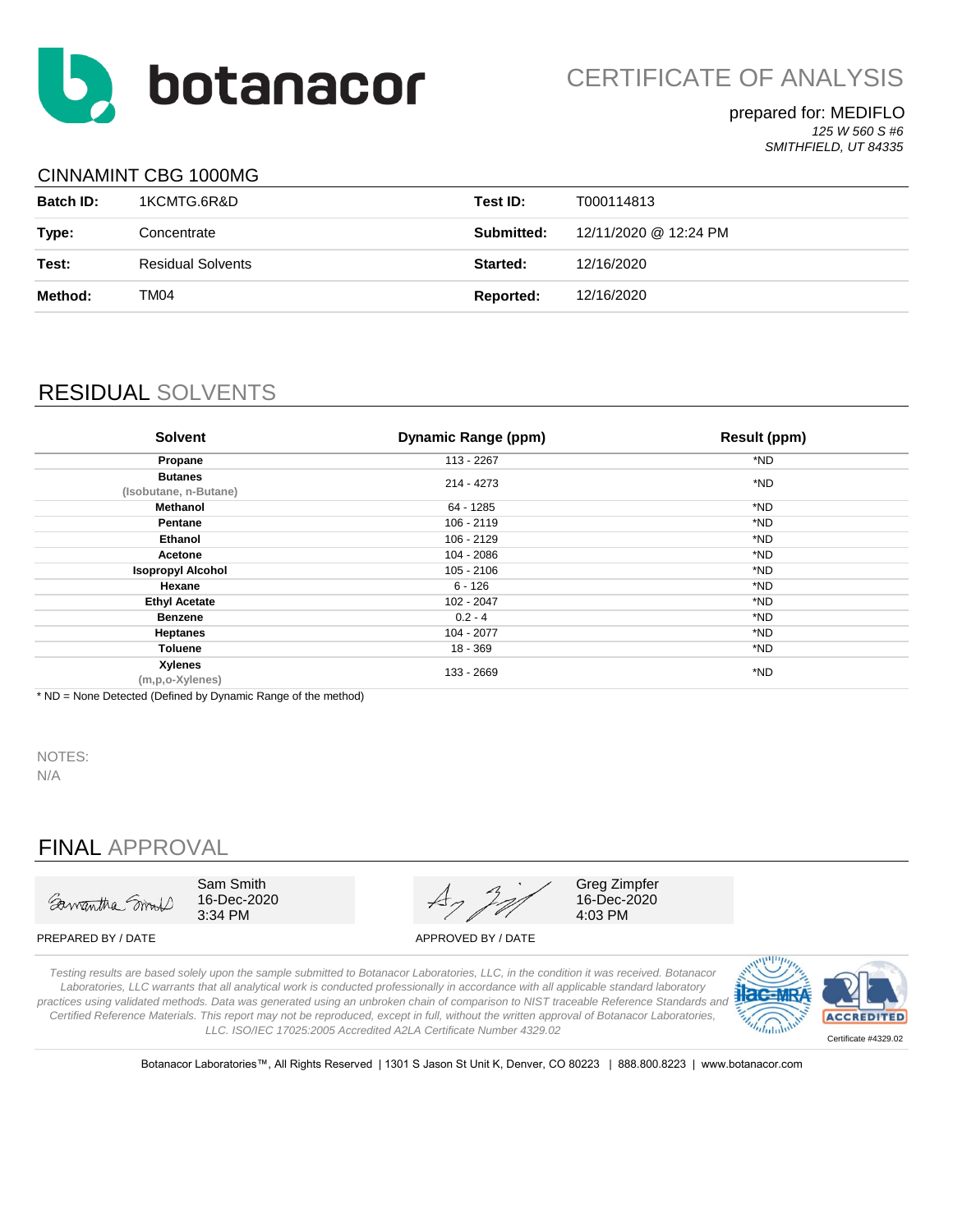# botanacor

## CERTIFICATE OF ANALYSIS

prepared for: MEDIFLO
*125 W 560 S #6*
*SMITHFIELD, UT 84335*

### CINNAMINT CBG 1000MG

| | | | |
|---|---|---|---|
| **Batch ID:** | 1KCMTG.6R&D | **Test ID:** | T000114813 |
| **Type:** | Concentrate | **Submitted:** | 12/11/2020 @ 12:24 PM |
| **Test:** | Residual Solvents | **Started:** | 12/16/2020 |
| **Method:** | TM04 | **Reported:** | 12/16/2020 |

## RESIDUAL SOLVENTS

| Solvent | Dynamic Range (ppm) | Result (ppm) |
|---|---|---|
| **Propane** | 113 - 2267 | *ND |
| **Butanes** (Isobutane, n-Butane) | 214 - 4273 | *ND |
| **Methanol** | 64 - 1285 | *ND |
| **Pentane** | 106 - 2119 | *ND |
| **Ethanol** | 106 - 2129 | *ND |
| **Acetone** | 104 - 2086 | *ND |
| **Isopropyl Alcohol** | 105 - 2106 | *ND |
| **Hexane** | 6 - 126 | *ND |
| **Ethyl Acetate** | 102 - 2047 | *ND |
| **Benzene** | 0.2 - 4 | *ND |
| **Heptanes** | 104 - 2077 | *ND |
| **Toluene** | 18 - 369 | *ND |
| **Xylenes** (m,p,o-Xylenes) | 133 - 2669 | *ND |

* ND = None Detected (Defined by Dynamic Range of the method)

NOTES:
N/A

## FINAL APPROVAL

Sam Smith
16-Dec-2020
3:34 PM

PREPARED BY / DATE

Greg Zimpfer
16-Dec-2020
4:03 PM

APPROVED BY / DATE

*Testing results are based solely upon the sample submitted to Botanacor Laboratories, LLC, in the condition it was received. Botanacor Laboratories, LLC warrants that all analytical work is conducted professionally in accordance with all applicable standard laboratory practices using validated methods. Data was generated using an unbroken chain of comparison to NIST traceable Reference Standards and Certified Reference Materials. This report may not be reproduced, except in full, without the written approval of Botanacor Laboratories, LLC. ISO/IEC 17025:2005 Accredited A2LA Certificate Number 4329.02*

Certificate #4329.02

Botanacor Laboratories™, All Rights Reserved | 1301 S Jason St Unit K, Denver, CO 80223 | 888.800.8223 | www.botanacor.com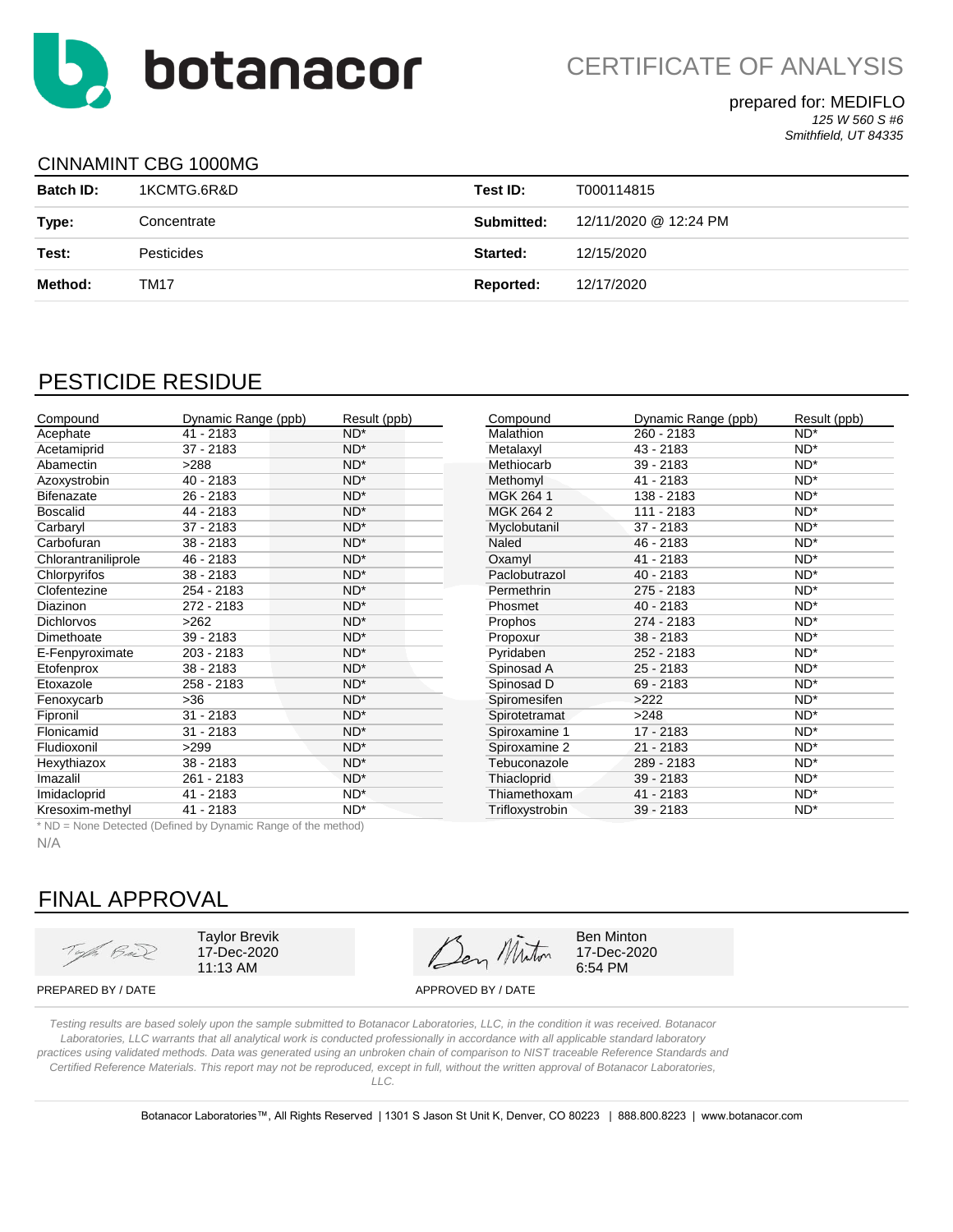botanacor

# CERTIFICATE OF ANALYSIS

prepared for: MEDIFLO
*125 W 560 S #6*
*Smithfield, UT 84335*

## CINNAMINT CBG 1000MG

| | | | |
|---|---|---|---|
| **Batch ID:** | 1KCMTG.6R&D | **Test ID:** | T000114815 |
| **Type:** | Concentrate | **Submitted:** | 12/11/2020 @ 12:24 PM |
| **Test:** | Pesticides | **Started:** | 12/15/2020 |
| **Method:** | TM17 | **Reported:** | 12/17/2020 |

## PESTICIDE RESIDUE

| Compound | Dynamic Range (ppb) | Result (ppb) |
|---|---|---|
| Acephate | 41 - 2183 | ND* |
| Acetamiprid | 37 - 2183 | ND* |
| Abamectin | >288 | ND* |
| Azoxystrobin | 40 - 2183 | ND* |
| Bifenazate | 26 - 2183 | ND* |
| Boscalid | 44 - 2183 | ND* |
| Carbaryl | 37 - 2183 | ND* |
| Carbofuran | 38 - 2183 | ND* |
| Chlorantraniliprole | 46 - 2183 | ND* |
| Chlorpyrifos | 38 - 2183 | ND* |
| Clofentezine | 254 - 2183 | ND* |
| Diazinon | 272 - 2183 | ND* |
| Dichlorvos | >262 | ND* |
| Dimethoate | 39 - 2183 | ND* |
| E-Fenpyroximate | 203 - 2183 | ND* |
| Etofenprox | 38 - 2183 | ND* |
| Etoxazole | 258 - 2183 | ND* |
| Fenoxycarb | >36 | ND* |
| Fipronil | 31 - 2183 | ND* |
| Flonicamid | 31 - 2183 | ND* |
| Fludioxonil | >299 | ND* |
| Hexythiazox | 38 - 2183 | ND* |
| Imazalil | 261 - 2183 | ND* |
| Imidacloprid | 41 - 2183 | ND* |
| Kresoxim-methyl | 41 - 2183 | ND* |
| Malathion | 260 - 2183 | ND* |
| Metalaxyl | 43 - 2183 | ND* |
| Methiocarb | 39 - 2183 | ND* |
| Methomyl | 41 - 2183 | ND* |
| MGK 264 1 | 138 - 2183 | ND* |
| MGK 264 2 | 111 - 2183 | ND* |
| Myclobutanil | 37 - 2183 | ND* |
| Naled | 46 - 2183 | ND* |
| Oxamyl | 41 - 2183 | ND* |
| Paclobutrazol | 40 - 2183 | ND* |
| Permethrin | 275 - 2183 | ND* |
| Phosmet | 40 - 2183 | ND* |
| Prophos | 274 - 2183 | ND* |
| Propoxur | 38 - 2183 | ND* |
| Pyridaben | 252 - 2183 | ND* |
| Spinosad A | 25 - 2183 | ND* |
| Spinosad D | 69 - 2183 | ND* |
| Spiromesifen | >222 | ND* |
| Spirotetramat | >248 | ND* |
| Spiroxamine 1 | 17 - 2183 | ND* |
| Spiroxamine 2 | 21 - 2183 | ND* |
| Tebuconazole | 289 - 2183 | ND* |
| Thiacloprid | 39 - 2183 | ND* |
| Thiamethoxam | 41 - 2183 | ND* |
| Trifloxystrobin | 39 - 2183 | ND* |

* ND = None Detected (Defined by Dynamic Range of the method)

N/A

## FINAL APPROVAL

| | |
|---|---|
| Taylor Brevik<br>17-Dec-2020<br>11:13 AM | Ben Minton<br>17-Dec-2020<br>6:54 PM |
| PREPARED BY / DATE | APPROVED BY / DATE |

*Testing results are based solely upon the sample submitted to Botanacor Laboratories, LLC, in the condition it was received. Botanacor Laboratories, LLC warrants that all analytical work is conducted professionally in accordance with all applicable standard laboratory practices using validated methods. Data was generated using an unbroken chain of comparison to NIST traceable Reference Standards and Certified Reference Materials. This report may not be reproduced, except in full, without the written approval of Botanacor Laboratories, LLC.*

Botanacor Laboratories™, All Rights Reserved | 1301 S Jason St Unit K, Denver, CO 80223 | 888.800.8223 | www.botanacor.com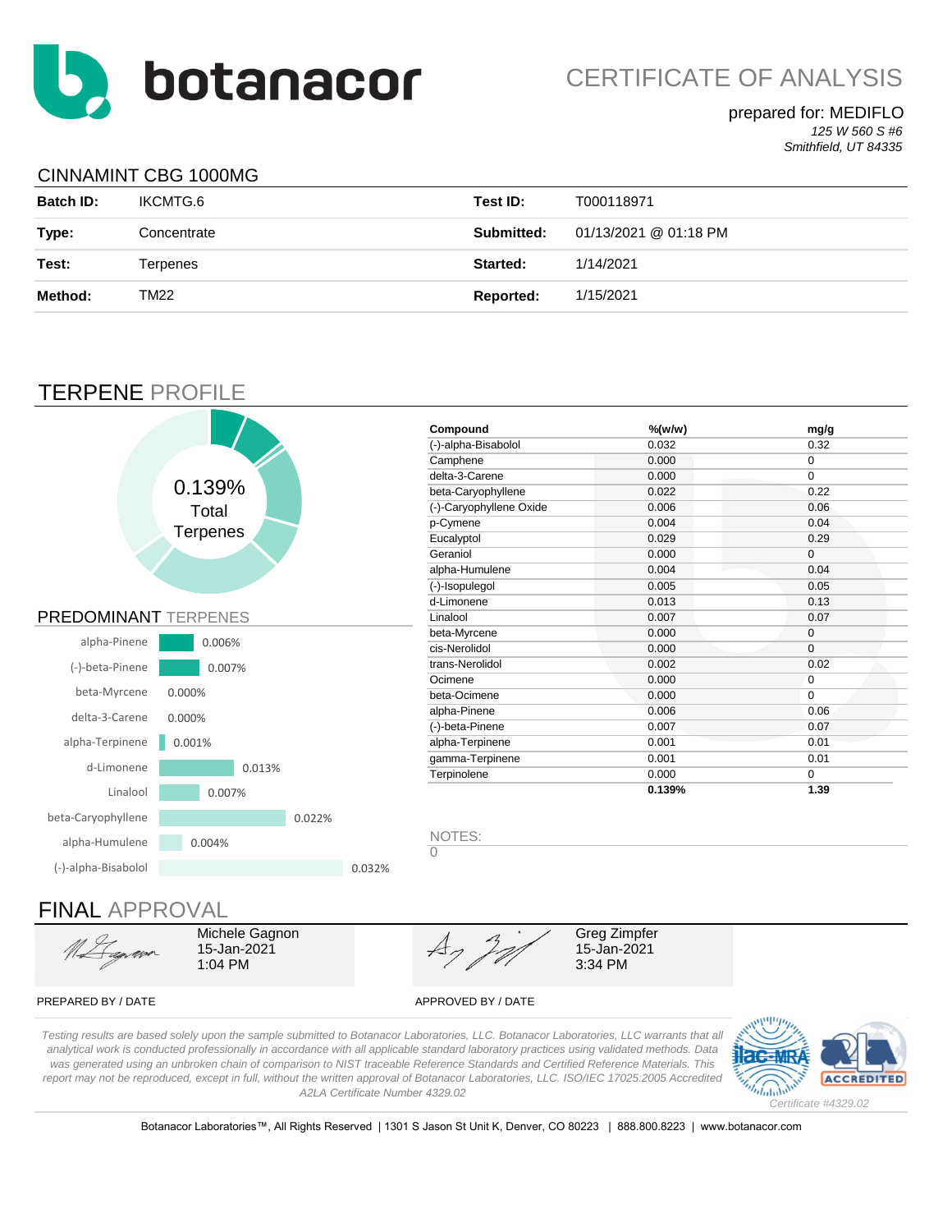# botanacor

## CERTIFICATE OF ANALYSIS

prepared for: MEDIFLO
*125 W 560 S #6*
*Smithfield, UT 84335*

### CINNAMINT CBG 1000MG

| Batch ID: | IKCMTG.6 | Test ID: | T000118971 |
|---|---|---|---|
| **Type:** | Concentrate | **Submitted:** | 01/13/2021 @ 01:18 PM |
| **Test:** | Terpenes | **Started:** | 1/14/2021 |
| **Method:** | TM22 | **Reported:** | 1/15/2021 |

## TERPENE PROFILE

0.139% Total Terpenes

| Compound | %(w/w) | mg/g |
|---|---|---|
| (-)-alpha-Bisabolol | 0.032 | 0.32 |
| Camphene | 0.000 | 0 |
| delta-3-Carene | 0.000 | 0 |
| beta-Caryophyllene | 0.022 | 0.22 |
| (-)-Caryophyllene Oxide | 0.006 | 0.06 |
| p-Cymene | 0.004 | 0.04 |
| Eucalyptol | 0.029 | 0.29 |
| Geraniol | 0.000 | 0 |
| alpha-Humulene | 0.004 | 0.04 |
| (-)-Isopulegol | 0.005 | 0.05 |
| d-Limonene | 0.013 | 0.13 |
| Linalool | 0.007 | 0.07 |
| beta-Myrcene | 0.000 | 0 |
| cis-Nerolidol | 0.000 | 0 |
| trans-Nerolidol | 0.002 | 0.02 |
| Ocimene | 0.000 | 0 |
| beta-Ocimene | 0.000 | 0 |
| alpha-Pinene | 0.006 | 0.06 |
| (-)-beta-Pinene | 0.007 | 0.07 |
| alpha-Terpinene | 0.001 | 0.01 |
| gamma-Terpinene | 0.001 | 0.01 |
| Terpinolene | 0.000 | 0 |
| | **0.139%** | **1.39** |

### PREDOMINANT TERPENES

| Terpene | % |
|---|---|
| alpha-Pinene | 0.006% |
| (-)-beta-Pinene | 0.007% |
| beta-Myrcene | 0.000% |
| delta-3-Carene | 0.000% |
| alpha-Terpinene | 0.001% |
| d-Limonene | 0.013% |
| Linalool | 0.007% |
| beta-Caryophyllene | 0.022% |
| alpha-Humulene | 0.004% |
| (-)-alpha-Bisabolol | 0.032% |

NOTES:
0

## FINAL APPROVAL

Michele Gagnon
15-Jan-2021
1:04 PM

PREPARED BY / DATE

Greg Zimpfer
15-Jan-2021
3:34 PM

APPROVED BY / DATE

*Testing results are based solely upon the sample submitted to Botanacor Laboratories, LLC. Botanacor Laboratories, LLC warrants that all analytical work is conducted professionally in accordance with all applicable standard laboratory practices using validated methods. Data was generated using an unbroken chain of comparison to NIST traceable Reference Standards and Certified Reference Materials. This report may not be reproduced, except in full, without the written approval of Botanacor Laboratories, LLC. ISO/IEC 17025:2005 Accredited A2LA Certificate Number 4329.02*

*Certificate #4329.02*

Botanacor Laboratories™, All Rights Reserved | 1301 S Jason St Unit K, Denver, CO 80223 | 888.800.8223 | www.botanacor.com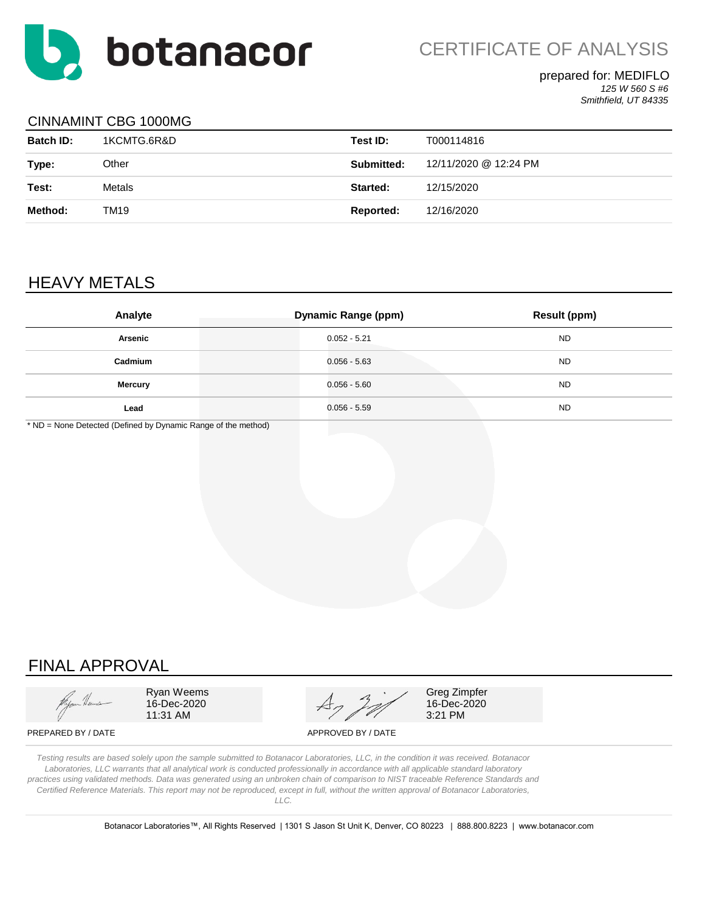**botanacor**

# CERTIFICATE OF ANALYSIS

prepared for: MEDIFLO
*125 W 560 S #6*
*Smithfield, UT 84335*

## CINNAMINT CBG 1000MG

| | | | |
|---|---|---|---|
| **Batch ID:** | 1KCMTG.6R&D | **Test ID:** | T000114816 |
| **Type:** | Other | **Submitted:** | 12/11/2020 @ 12:24 PM |
| **Test:** | Metals | **Started:** | 12/15/2020 |
| **Method:** | TM19 | **Reported:** | 12/16/2020 |

## HEAVY METALS

| Analyte | Dynamic Range (ppm) | Result (ppm) |
|---|---|---|
| **Arsenic** | 0.052 - 5.21 | ND |
| **Cadmium** | 0.056 - 5.63 | ND |
| **Mercury** | 0.056 - 5.60 | ND |
| **Lead** | 0.056 - 5.59 | ND |

* ND = None Detected (Defined by Dynamic Range of the method)

## FINAL APPROVAL

Ryan Weems
16-Dec-2020
11:31 AM

PREPARED BY / DATE

Greg Zimpfer
16-Dec-2020
3:21 PM

APPROVED BY / DATE

*Testing results are based solely upon the sample submitted to Botanacor Laboratories, LLC, in the condition it was received. Botanacor Laboratories, LLC warrants that all analytical work is conducted professionally in accordance with all applicable standard laboratory practices using validated methods. Data was generated using an unbroken chain of comparison to NIST traceable Reference Standards and Certified Reference Materials. This report may not be reproduced, except in full, without the written approval of Botanacor Laboratories, LLC.*

Botanacor Laboratories™, All Rights Reserved | 1301 S Jason St Unit K, Denver, CO 80223 | 888.800.8223 | www.botanacor.com